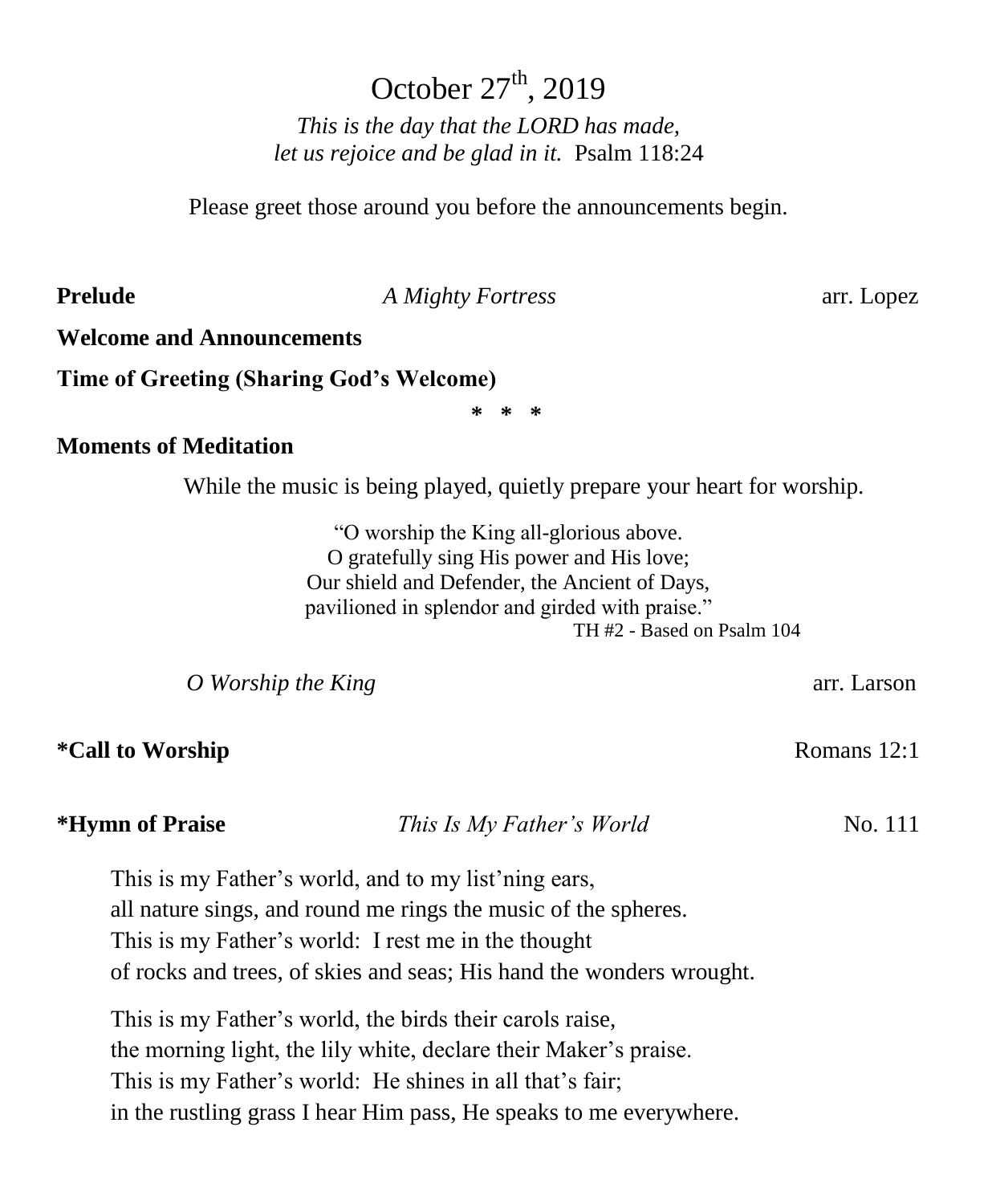# October 27th, 2019

*This is the day that the LORD has made,*
*let us rejoice and be glad in it.* Psalm 118:24

Please greet those around you before the announcements begin.

**Prelude** — *A Mighty Fortress* — arr. Lopez

**Welcome and Announcements**

**Time of Greeting (Sharing God's Welcome)**

\* \* \*

**Moments of Meditation**

While the music is being played, quietly prepare your heart for worship.

"O worship the King all-glorious above.
O gratefully sing His power and His love;
Our shield and Defender, the Ancient of Days,
pavilioned in splendor and girded with praise."
TH #2 - Based on Psalm 104

*O Worship the King* — arr. Larson

**\*Call to Worship** — Romans 12:1

**\*Hymn of Praise** — *This Is My Father's World* — No. 111

This is my Father's world, and to my list'ning ears,
all nature sings, and round me rings the music of the spheres.
This is my Father's world: I rest me in the thought
of rocks and trees, of skies and seas; His hand the wonders wrought.

This is my Father's world, the birds their carols raise,
the morning light, the lily white, declare their Maker's praise.
This is my Father's world: He shines in all that's fair;
in the rustling grass I hear Him pass, He speaks to me everywhere.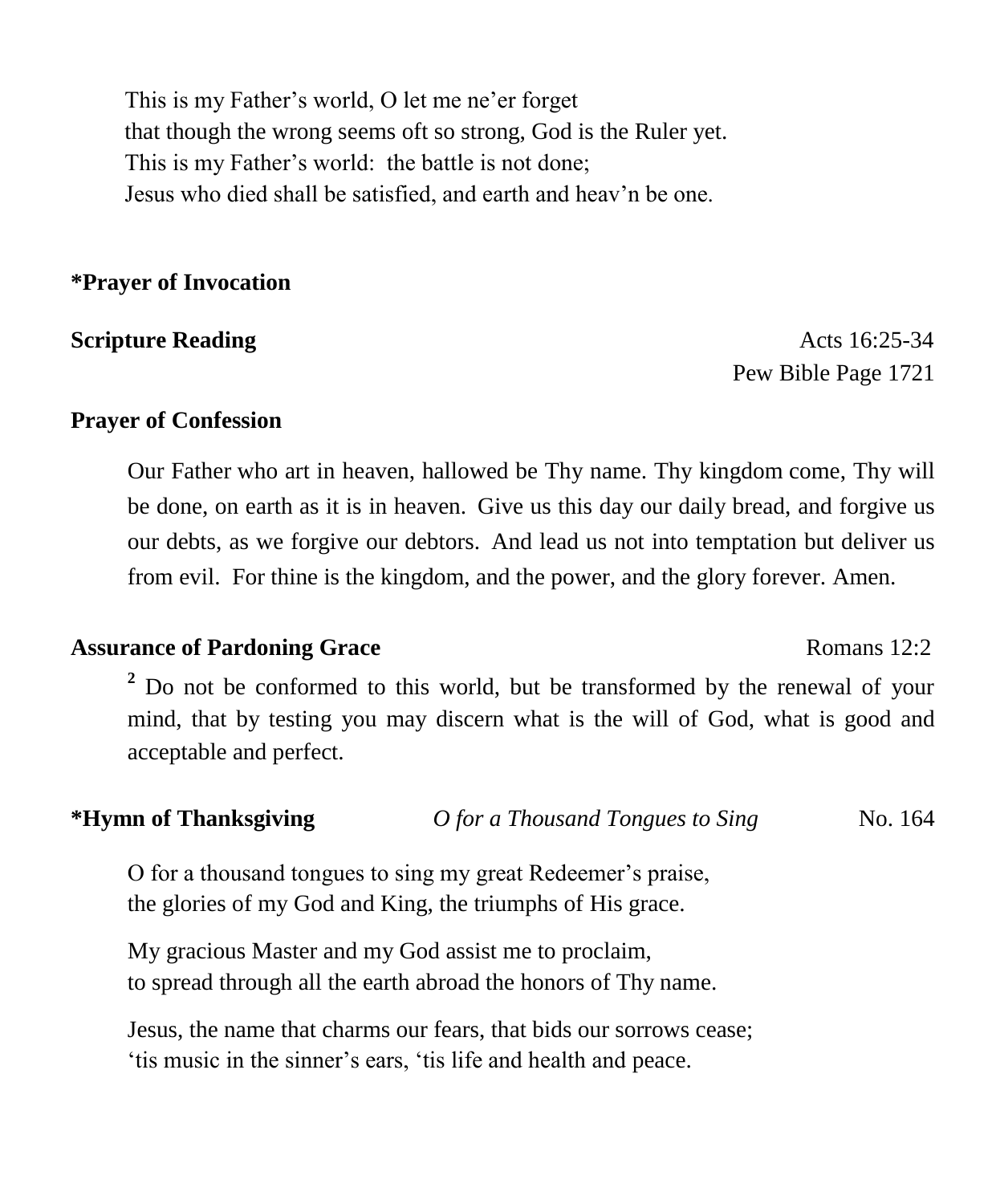This is my Father's world, O let me ne'er forget
that though the wrong seems oft so strong, God is the Ruler yet.
This is my Father's world: the battle is not done;
Jesus who died shall be satisfied, and earth and heav'n be one.

**\*Prayer of Invocation**

**Scripture Reading** Acts 16:25-34
Pew Bible Page 1721

**Prayer of Confession**

Our Father who art in heaven, hallowed be Thy name. Thy kingdom come, Thy will be done, on earth as it is in heaven. Give us this day our daily bread, and forgive us our debts, as we forgive our debtors. And lead us not into temptation but deliver us from evil. For thine is the kingdom, and the power, and the glory forever. Amen.

**Assurance of Pardoning Grace** Romans 12:2

[2] Do not be conformed to this world, but be transformed by the renewal of your mind, that by testing you may discern what is the will of God, what is good and acceptable and perfect.

**\*Hymn of Thanksgiving** *O for a Thousand Tongues to Sing* No. 164

O for a thousand tongues to sing my great Redeemer's praise,
the glories of my God and King, the triumphs of His grace.

My gracious Master and my God assist me to proclaim,
to spread through all the earth abroad the honors of Thy name.

Jesus, the name that charms our fears, that bids our sorrows cease;
'tis music in the sinner's ears, 'tis life and health and peace.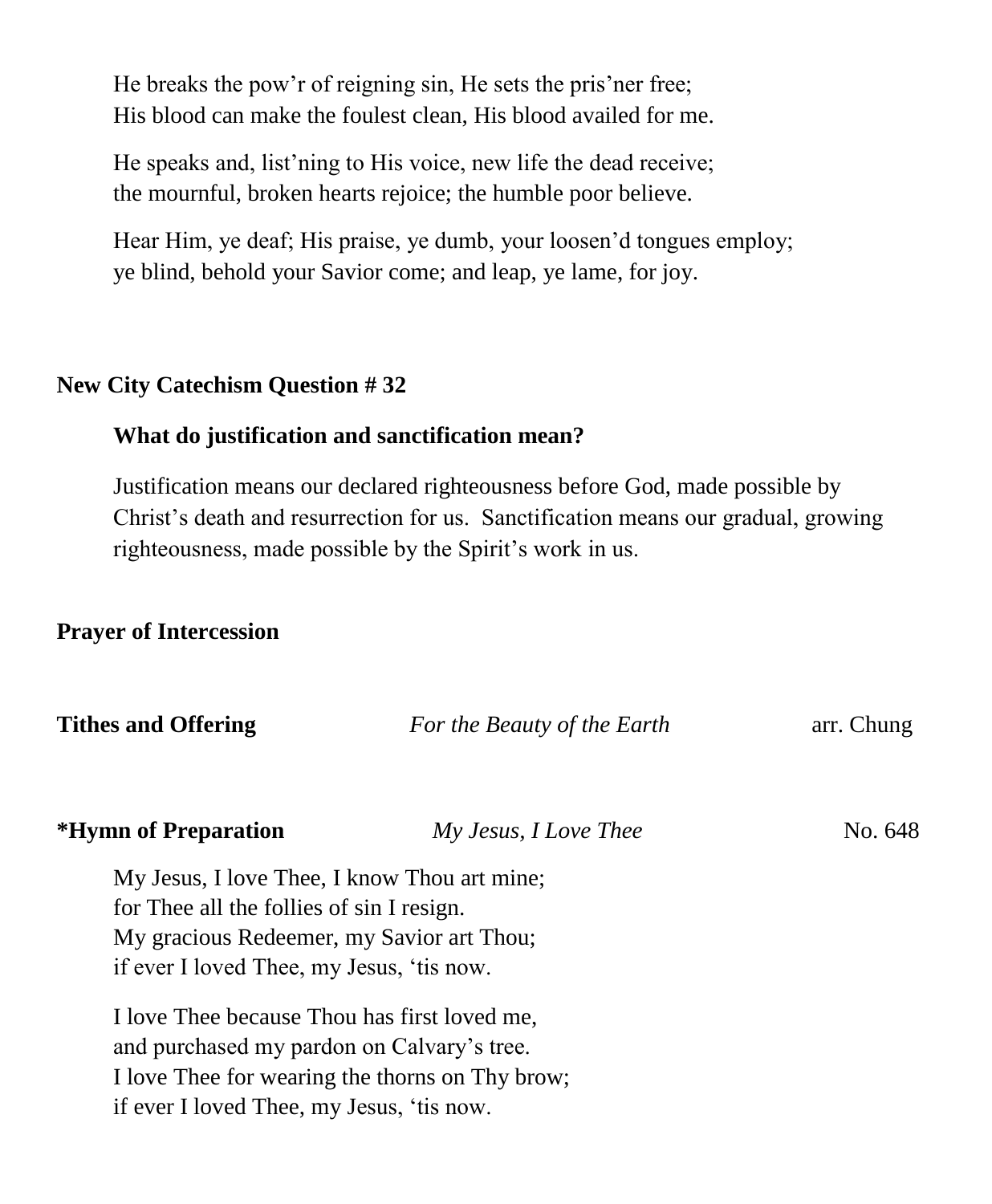He breaks the pow'r of reigning sin, He sets the pris'ner free;
His blood can make the foulest clean, His blood availed for me.

He speaks and, list'ning to His voice, new life the dead receive;
the mournful, broken hearts rejoice; the humble poor believe.

Hear Him, ye deaf; His praise, ye dumb, your loosen'd tongues employ;
ye blind, behold your Savior come; and leap, ye lame, for joy.

**New City Catechism Question # 32**

**What do justification and sanctification mean?**

Justification means our declared righteousness before God, made possible by Christ's death and resurrection for us. Sanctification means our gradual, growing righteousness, made possible by the Spirit's work in us.

**Prayer of Intercession**

**Tithes and Offering** *For the Beauty of the Earth* arr. Chung

**\*Hymn of Preparation** *My Jesus, I Love Thee* No. 648

My Jesus, I love Thee, I know Thou art mine;
for Thee all the follies of sin I resign.
My gracious Redeemer, my Savior art Thou;
if ever I loved Thee, my Jesus, 'tis now.

I love Thee because Thou has first loved me,
and purchased my pardon on Calvary's tree.
I love Thee for wearing the thorns on Thy brow;
if ever I loved Thee, my Jesus, 'tis now.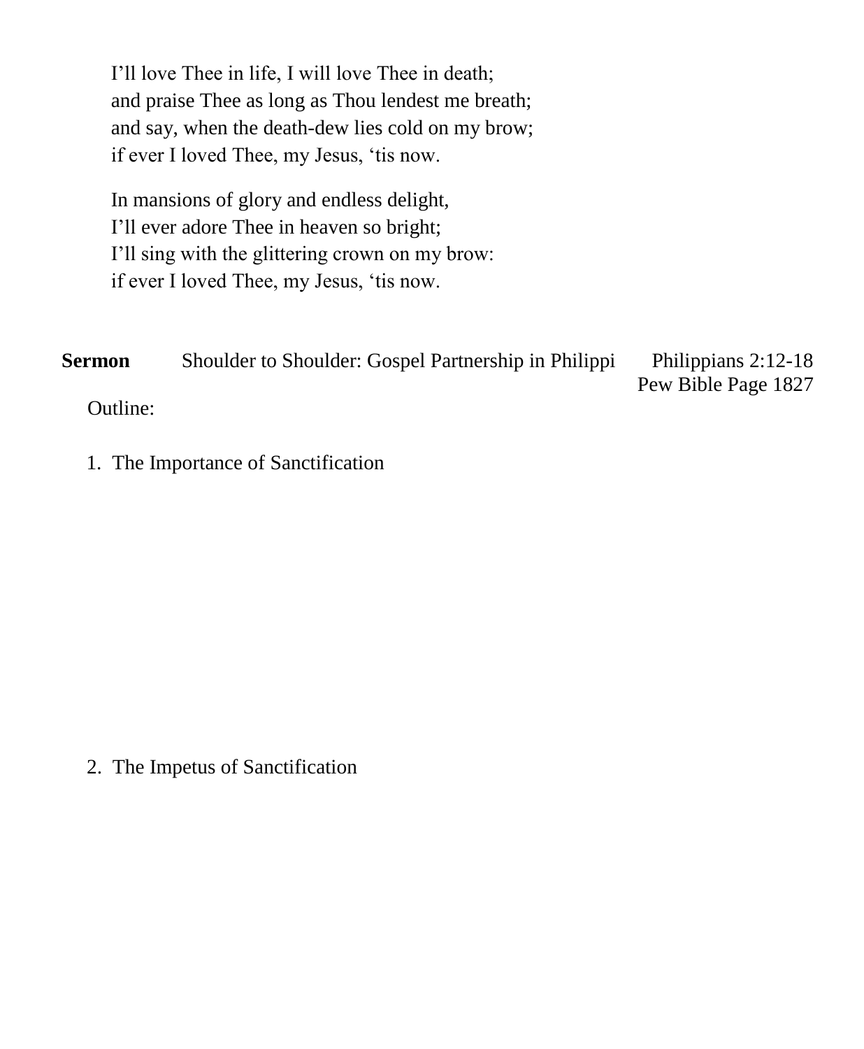I'll love Thee in life, I will love Thee in death;  
and praise Thee as long as Thou lendest me breath;  
and say, when the death-dew lies cold on my brow;  
if ever I loved Thee, my Jesus, 'tis now.

In mansions of glory and endless delight,  
I'll ever adore Thee in heaven so bright;  
I'll sing with the glittering crown on my brow:  
if ever I loved Thee, my Jesus, 'tis now.

**Sermon** Shoulder to Shoulder: Gospel Partnership in Philippi Philippians 2:12-18  
Pew Bible Page 1827

Outline:

1. The Importance of Sanctification

2. The Impetus of Sanctification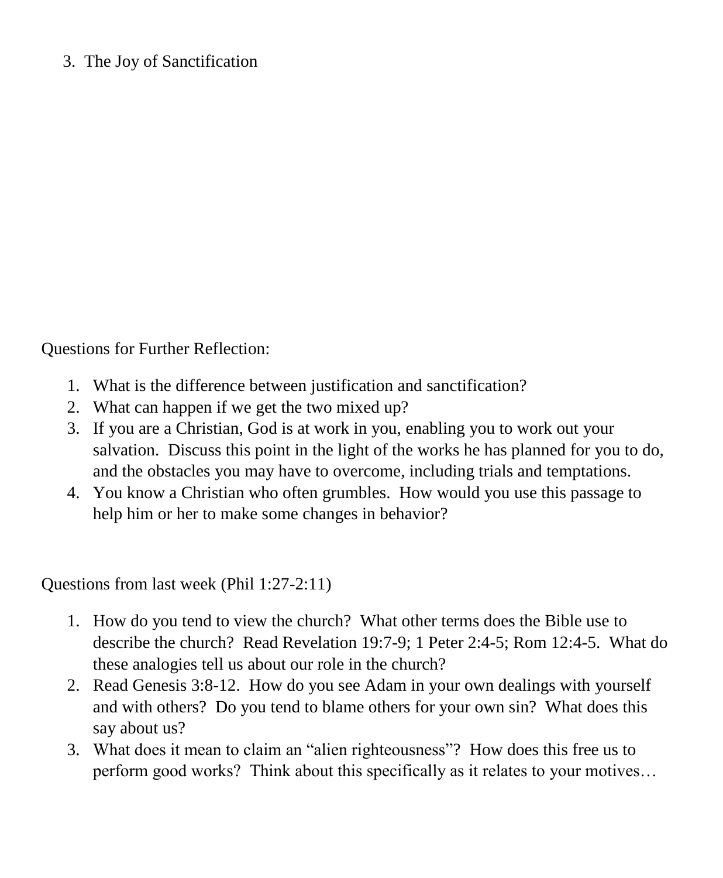3. The Joy of Sanctification

Questions for Further Reflection:

1. What is the difference between justification and sanctification?
2. What can happen if we get the two mixed up?
3. If you are a Christian, God is at work in you, enabling you to work out your salvation. Discuss this point in the light of the works he has planned for you to do, and the obstacles you may have to overcome, including trials and temptations.
4. You know a Christian who often grumbles. How would you use this passage to help him or her to make some changes in behavior?

Questions from last week (Phil 1:27-2:11)

1. How do you tend to view the church? What other terms does the Bible use to describe the church? Read Revelation 19:7-9; 1 Peter 2:4-5; Rom 12:4-5. What do these analogies tell us about our role in the church?
2. Read Genesis 3:8-12. How do you see Adam in your own dealings with yourself and with others? Do you tend to blame others for your own sin? What does this say about us?
3. What does it mean to claim an "alien righteousness"? How does this free us to perform good works? Think about this specifically as it relates to your motives…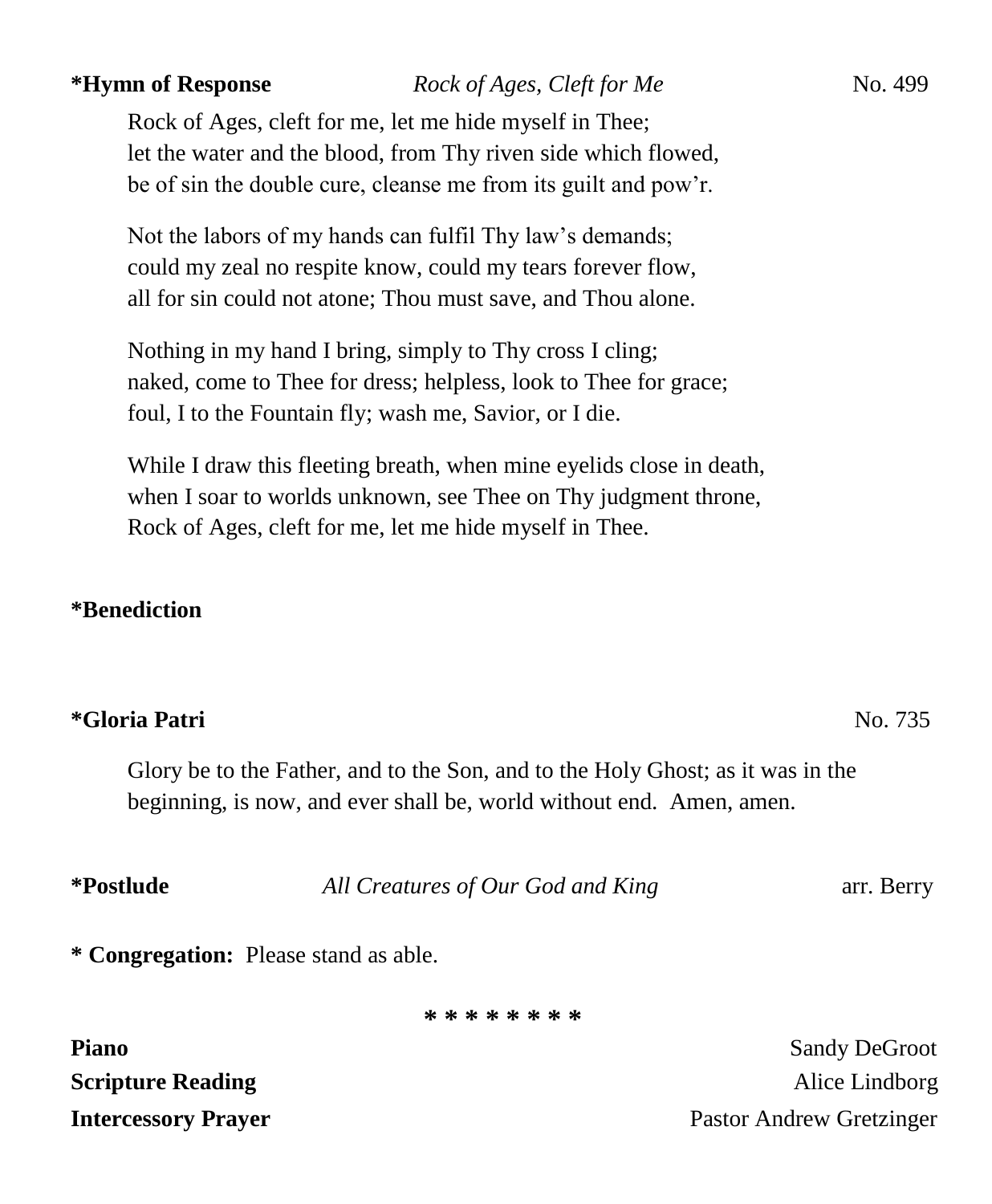**\*Hymn of Response** *Rock of Ages, Cleft for Me* No. 499

Rock of Ages, cleft for me, let me hide myself in Thee;
let the water and the blood, from Thy riven side which flowed,
be of sin the double cure, cleanse me from its guilt and pow'r.

Not the labors of my hands can fulfil Thy law's demands;
could my zeal no respite know, could my tears forever flow,
all for sin could not atone; Thou must save, and Thou alone.

Nothing in my hand I bring, simply to Thy cross I cling;
naked, come to Thee for dress; helpless, look to Thee for grace;
foul, I to the Fountain fly; wash me, Savior, or I die.

While I draw this fleeting breath, when mine eyelids close in death,
when I soar to worlds unknown, see Thee on Thy judgment throne,
Rock of Ages, cleft for me, let me hide myself in Thee.

**\*Benediction**

**\*Gloria Patri** No. 735

Glory be to the Father, and to the Son, and to the Holy Ghost; as it was in the beginning, is now, and ever shall be, world without end. Amen, amen.

**\*Postlude** *All Creatures of Our God and King* arr. Berry

**\* Congregation:** Please stand as able.

\* \* \* \* \* \* \* \*

**Piano** Sandy DeGroot
**Scripture Reading** Alice Lindborg
**Intercessory Prayer** Pastor Andrew Gretzinger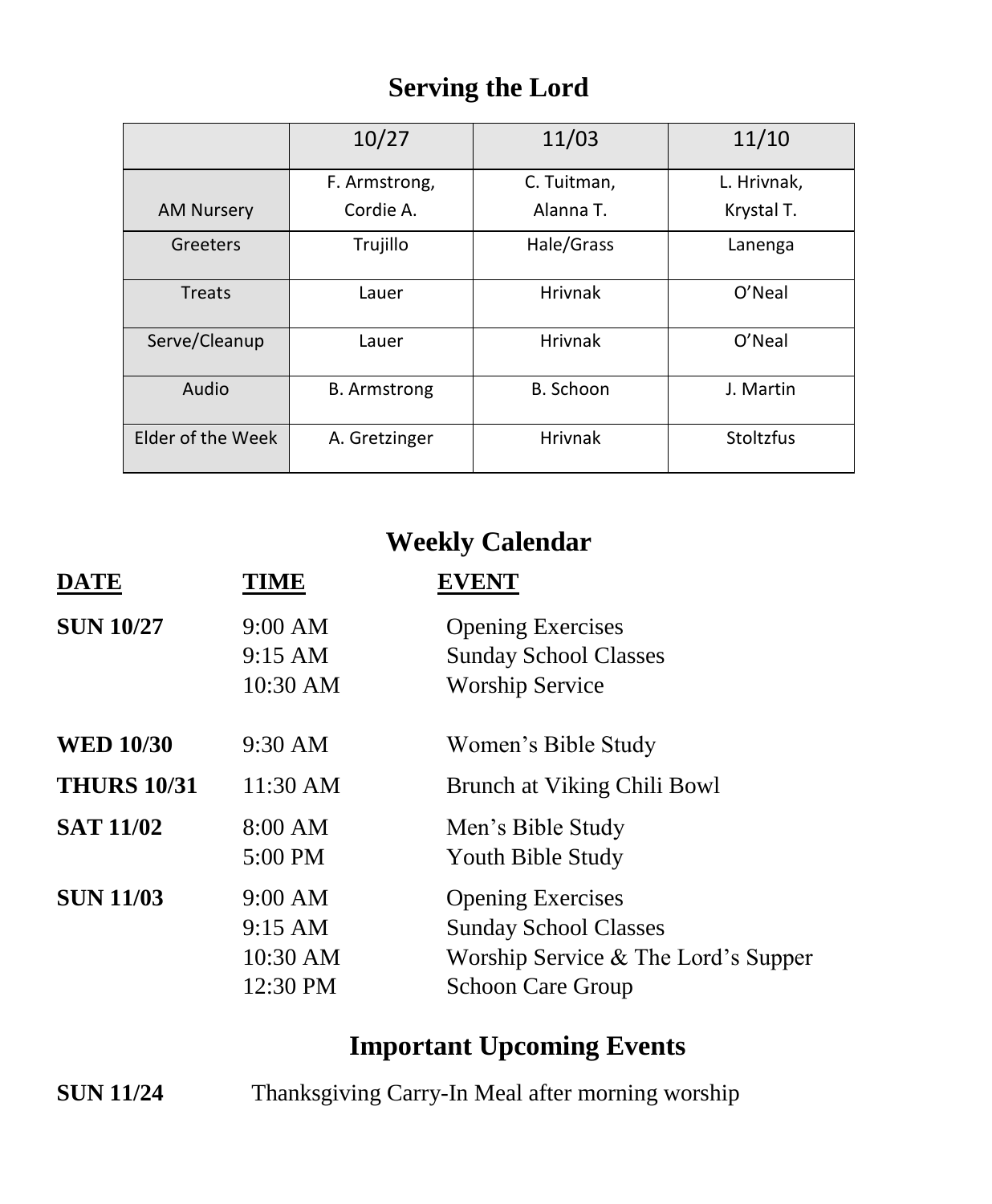## Serving the Lord

| | 10/27 | 11/03 | 11/10 |
|---|---|---|---|
| AM Nursery | F. Armstrong, Cordie A. | C. Tuitman, Alanna T. | L. Hrivnak, Krystal T. |
| Greeters | Trujillo | Hale/Grass | Lanenga |
| Treats | Lauer | Hrivnak | O'Neal |
| Serve/Cleanup | Lauer | Hrivnak | O'Neal |
| Audio | B. Armstrong | B. Schoon | J. Martin |
| Elder of the Week | A. Gretzinger | Hrivnak | Stoltzfus |

## Weekly Calendar

| DATE | TIME | EVENT |
|---|---|---|
| **SUN 10/27** | 9:00 AM | Opening Exercises |
| | 9:15 AM | Sunday School Classes |
| | 10:30 AM | Worship Service |
| **WED 10/30** | 9:30 AM | Women's Bible Study |
| **THURS 10/31** | 11:30 AM | Brunch at Viking Chili Bowl |
| **SAT 11/02** | 8:00 AM | Men's Bible Study |
| | 5:00 PM | Youth Bible Study |
| **SUN 11/03** | 9:00 AM | Opening Exercises |
| | 9:15 AM | Sunday School Classes |
| | 10:30 AM | Worship Service & The Lord's Supper |
| | 12:30 PM | Schoon Care Group |

## Important Upcoming Events

**SUN 11/24** Thanksgiving Carry-In Meal after morning worship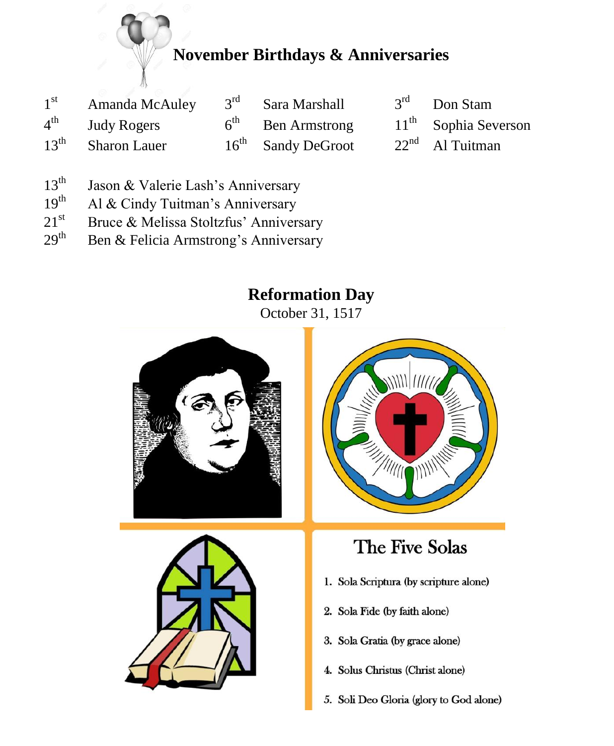## November Birthdays & Anniversaries

| | | | | | |
|---|---|---|---|---|---|
| 1st | Amanda McAuley | 3rd | Sara Marshall | 3rd | Don Stam |
| 4th | Judy Rogers | 6th | Ben Armstrong | 11th | Sophia Severson |
| 13th | Sharon Lauer | 16th | Sandy DeGroot | 22nd | Al Tuitman |

13th Jason & Valerie Lash's Anniversary
19th Al & Cindy Tuitman's Anniversary
21st Bruce & Melissa Stoltzfus' Anniversary
29th Ben & Felicia Armstrong's Anniversary

## Reformation Day

October 31, 1517

### The Five Solas

1. Sola Scriptura (by scripture alone)
2. Sola Fide (by faith alone)
3. Sola Gratia (by grace alone)
4. Solus Christus (Christ alone)
5. Soli Deo Gloria (glory to God alone)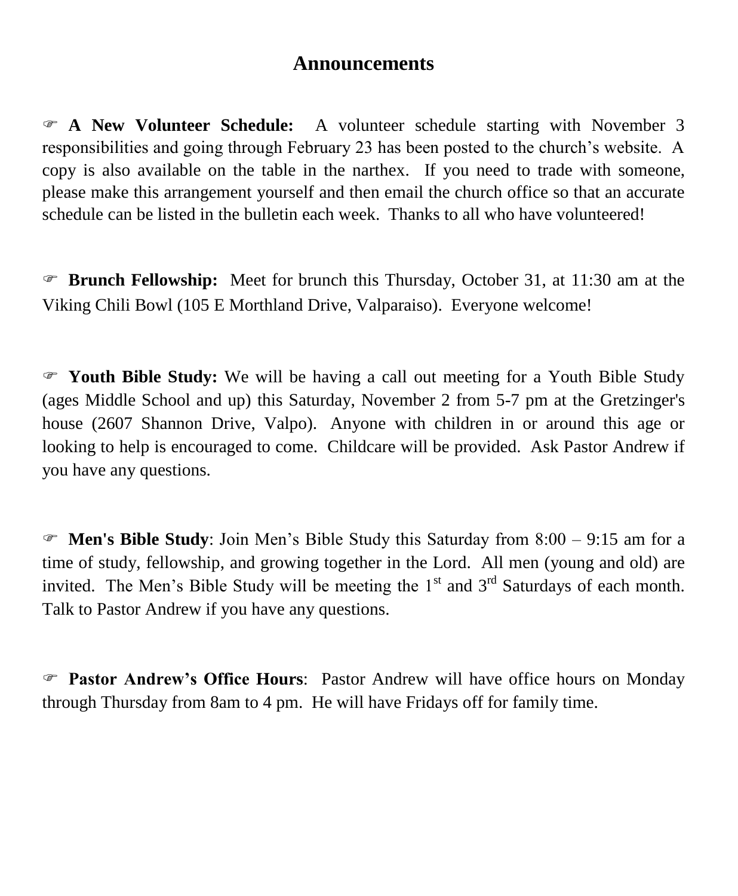# Announcements

☞ **A New Volunteer Schedule:** A volunteer schedule starting with November 3 responsibilities and going through February 23 has been posted to the church's website. A copy is also available on the table in the narthex. If you need to trade with someone, please make this arrangement yourself and then email the church office so that an accurate schedule can be listed in the bulletin each week. Thanks to all who have volunteered!

☞ **Brunch Fellowship:** Meet for brunch this Thursday, October 31, at 11:30 am at the Viking Chili Bowl (105 E Morthland Drive, Valparaiso). Everyone welcome!

☞ **Youth Bible Study:** We will be having a call out meeting for a Youth Bible Study (ages Middle School and up) this Saturday, November 2 from 5-7 pm at the Gretzinger's house (2607 Shannon Drive, Valpo). Anyone with children in or around this age or looking to help is encouraged to come. Childcare will be provided. Ask Pastor Andrew if you have any questions.

☞ **Men's Bible Study**: Join Men's Bible Study this Saturday from 8:00 – 9:15 am for a time of study, fellowship, and growing together in the Lord. All men (young and old) are invited. The Men's Bible Study will be meeting the 1st and 3rd Saturdays of each month. Talk to Pastor Andrew if you have any questions.

☞ **Pastor Andrew's Office Hours**: Pastor Andrew will have office hours on Monday through Thursday from 8am to 4 pm. He will have Fridays off for family time.